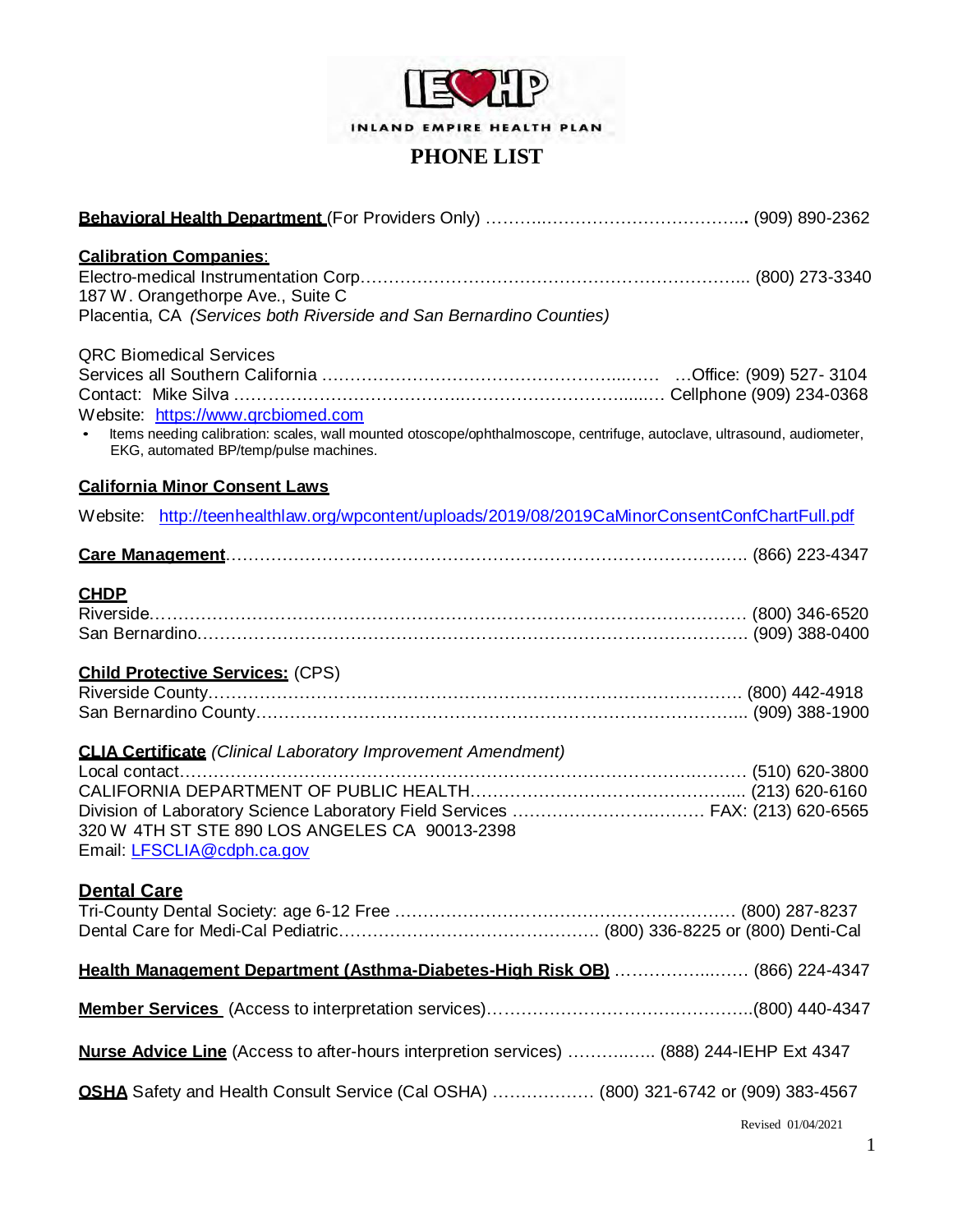INLAND EMPIRE HEALTH PLAN

# PHONE LIST

**Behavioral Health Department** (For Providers Only) ………………………………………. (909) 890-2362

**Calibration Companies**:
Electro-medical Instrumentation Corp…………………………………………………………….. (800) 273-3340
187 W. Orangethorpe Ave., Suite C
Placentia, CA *(Services both Riverside and San Bernardino Counties)*

QRC Biomedical Services
Services all Southern California …………………………………………………… …Office: (909) 527- 3104
Contact: Mike Silva ………………………………………………………………… Cellphone (909) 234-0368
Website: https://www.qrcbiomed.com

- Items needing calibration: scales, wall mounted otoscope/ophthalmoscope, centrifuge, autoclave, ultrasound, audiometer, EKG, automated BP/temp/pulse machines.

**California Minor Consent Laws**

Website: http://teenhealthlaw.org/wpcontent/uploads/2019/08/2019CaMinorConsentConfChartFull.pdf

**Care Management**…………………………………………………………………………………. (866) 223-4347

**CHDP**
Riverside…………………………………………………………………………………………… (800) 346-6520
San Bernardino……………………………………………………………………………………. (909) 388-0400

**Child Protective Services:** (CPS)
Riverside County………………………………………………………………………………… (800) 442-4918
San Bernardino County…………………………………………………………………………... (909) 388-1900

**CLIA Certificate** *(Clinical Laboratory Improvement Amendment)*
Local contact……………………………………………………………………………………… (510) 620-3800
CALIFORNIA DEPARTMENT OF PUBLIC HEALTH………………………………………….... (213) 620-6160
Division of Laboratory Science Laboratory Field Services ……………………………… FAX: (213) 620-6565
320 W 4TH ST STE 890 LOS ANGELES CA 90013-2398
Email: LFSCLIA@cdph.ca.gov

**Dental Care**
Tri-County Dental Society: age 6-12 Free ……………………………………………… (800) 287-8237
Dental Care for Medi-Cal Pediatric……………………………………… (800) 336-8225 or (800) Denti-Cal

**Health Management Department (Asthma-Diabetes-High Risk OB)** ………………… (866) 224-4347

**Member Services** (Access to interpretation services)……………………………………….(800) 440-4347

**Nurse Advice Line** (Access to after-hours interpretion services) ……………. (888) 244-IEHP Ext 4347

**OSHA** Safety and Health Consult Service (Cal OSHA) ……………… (800) 321-6742 or (909) 383-4567

Revised 01/04/2021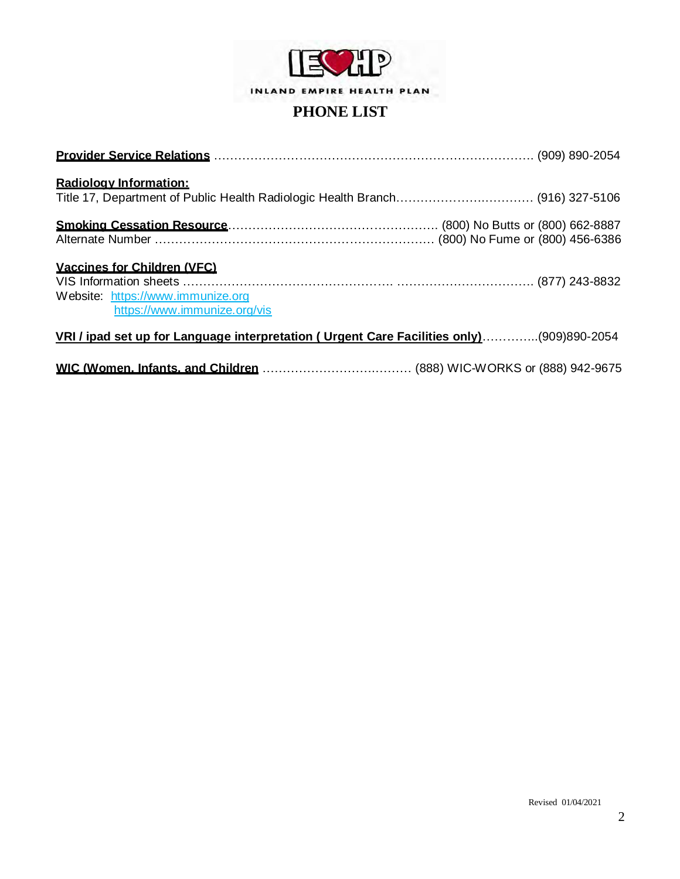INLAND EMPIRE HEALTH PLAN

# PHONE LIST

**Provider Service Relations** ………………………………………………………………… (909) 890-2054

**Radiology Information:**
Title 17, Department of Public Health Radiologic Health Branch…………………………… (916) 327-5106

**Smoking Cessation Resource**…………………………………………… (800) No Butts or (800) 662-8887
Alternate Number ……………………………………………………… (800) No Fume or (800) 456-6386

**Vaccines for Children (VFC)**
VIS Information sheets ……………………………………………. …………………………… (877) 243-8832
Website: https://www.immunize.org
https://www.immunize.org/vis

**VRI / ipad set up for Language interpretation ( Urgent Care Facilities only)**…………..(909)890-2054

**WIC (Women, Infants, and Children** ……………………………… (888) WIC-WORKS or (888) 942-9675

Revised 01/04/2021